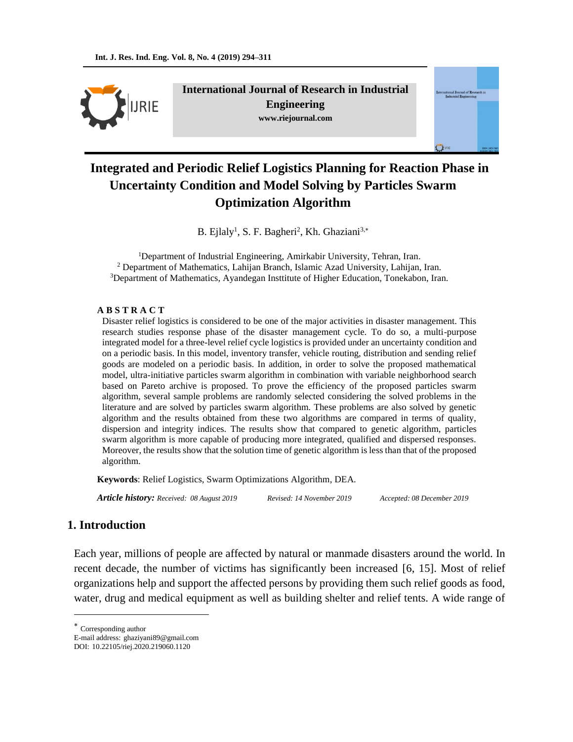# Integrated and Periodic Relief Logistics Planning for Reaction Phase in Uncertainty Condition and Model Solving by Particles Swarm Optimization Algorithm

B. Ejlaly[1], S. F. Bagheri[2], Kh. Ghaziani[3,*]

[1]Department of Industrial Engineering, Amirkabir University, Tehran, Iran.
[2] Department of Mathematics, Lahijan Branch, Islamic Azad University, Lahijan, Iran.
[3]Department of Mathematics, Ayandegan Insttitute of Higher Education, Tonekabon, Iran.

**A B S T R A C T**

Disaster relief logistics is considered to be one of the major activities in disaster management. This research studies response phase of the disaster management cycle. To do so, a multi-purpose integrated model for a three-level relief cycle logistics is provided under an uncertainty condition and on a periodic basis. In this model, inventory transfer, vehicle routing, distribution and sending relief goods are modeled on a periodic basis. In addition, in order to solve the proposed mathematical model, ultra-initiative particles swarm algorithm in combination with variable neighborhood search based on Pareto archive is proposed. To prove the efficiency of the proposed particles swarm algorithm, several sample problems are randomly selected considering the solved problems in the literature and are solved by particles swarm algorithm. These problems are also solved by genetic algorithm and the results obtained from these two algorithms are compared in terms of quality, dispersion and integrity indices. The results show that compared to genetic algorithm, particles swarm algorithm is more capable of producing more integrated, qualified and dispersed responses. Moreover, the results show that the solution time of genetic algorithm is less than that of the proposed algorithm.

**Keywords**: Relief Logistics, Swarm Optimizations Algorithm, DEA.

***Article history:*** *Received: 08 August 2019* *Revised: 14 November 2019* *Accepted: 08 December 2019*

## 1. Introduction

Each year, millions of people are affected by natural or manmade disasters around the world. In recent decade, the number of victims has significantly been increased [6, 15]. Most of relief organizations help and support the affected persons by providing them such relief goods as food, water, drug and medical equipment as well as building shelter and relief tents. A wide range of

---

[*] Corresponding author
E-mail address: ghaziyani89@gmail.com
DOI: 10.22105/riej.2020.219060.1120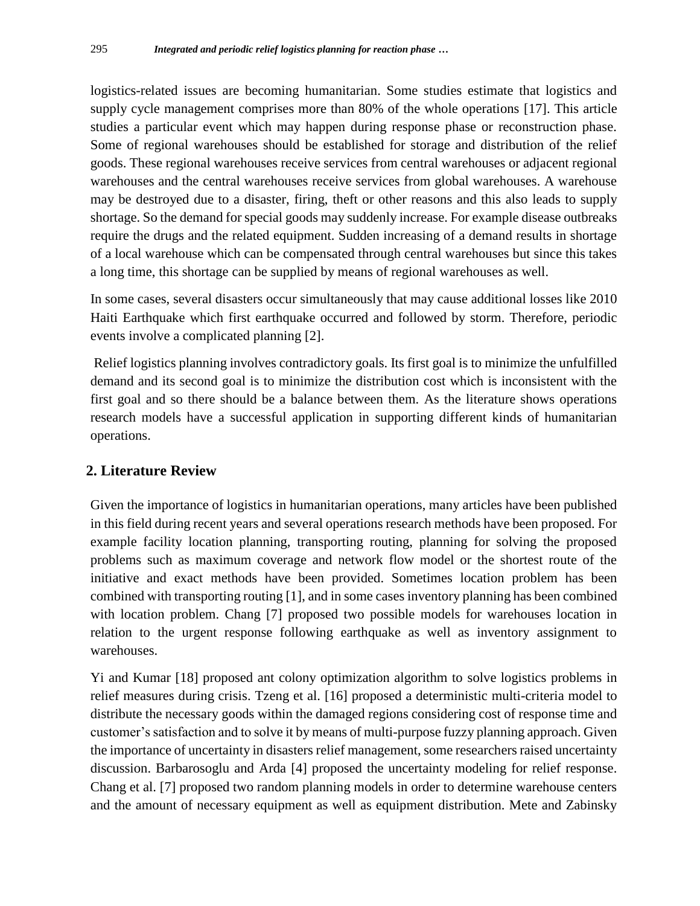logistics-related issues are becoming humanitarian. Some studies estimate that logistics and supply cycle management comprises more than 80% of the whole operations [17]. This article studies a particular event which may happen during response phase or reconstruction phase. Some of regional warehouses should be established for storage and distribution of the relief goods. These regional warehouses receive services from central warehouses or adjacent regional warehouses and the central warehouses receive services from global warehouses. A warehouse may be destroyed due to a disaster, firing, theft or other reasons and this also leads to supply shortage. So the demand for special goods may suddenly increase. For example disease outbreaks require the drugs and the related equipment. Sudden increasing of a demand results in shortage of a local warehouse which can be compensated through central warehouses but since this takes a long time, this shortage can be supplied by means of regional warehouses as well.

In some cases, several disasters occur simultaneously that may cause additional losses like 2010 Haiti Earthquake which first earthquake occurred and followed by storm. Therefore, periodic events involve a complicated planning [2].

Relief logistics planning involves contradictory goals. Its first goal is to minimize the unfulfilled demand and its second goal is to minimize the distribution cost which is inconsistent with the first goal and so there should be a balance between them. As the literature shows operations research models have a successful application in supporting different kinds of humanitarian operations.

## 2. Literature Review

Given the importance of logistics in humanitarian operations, many articles have been published in this field during recent years and several operations research methods have been proposed. For example facility location planning, transporting routing, planning for solving the proposed problems such as maximum coverage and network flow model or the shortest route of the initiative and exact methods have been provided. Sometimes location problem has been combined with transporting routing [1], and in some cases inventory planning has been combined with location problem. Chang [7] proposed two possible models for warehouses location in relation to the urgent response following earthquake as well as inventory assignment to warehouses.

Yi and Kumar [18] proposed ant colony optimization algorithm to solve logistics problems in relief measures during crisis. Tzeng et al. [16] proposed a deterministic multi-criteria model to distribute the necessary goods within the damaged regions considering cost of response time and customer's satisfaction and to solve it by means of multi-purpose fuzzy planning approach. Given the importance of uncertainty in disasters relief management, some researchers raised uncertainty discussion. Barbarosoglu and Arda [4] proposed the uncertainty modeling for relief response. Chang et al. [7] proposed two random planning models in order to determine warehouse centers and the amount of necessary equipment as well as equipment distribution. Mete and Zabinsky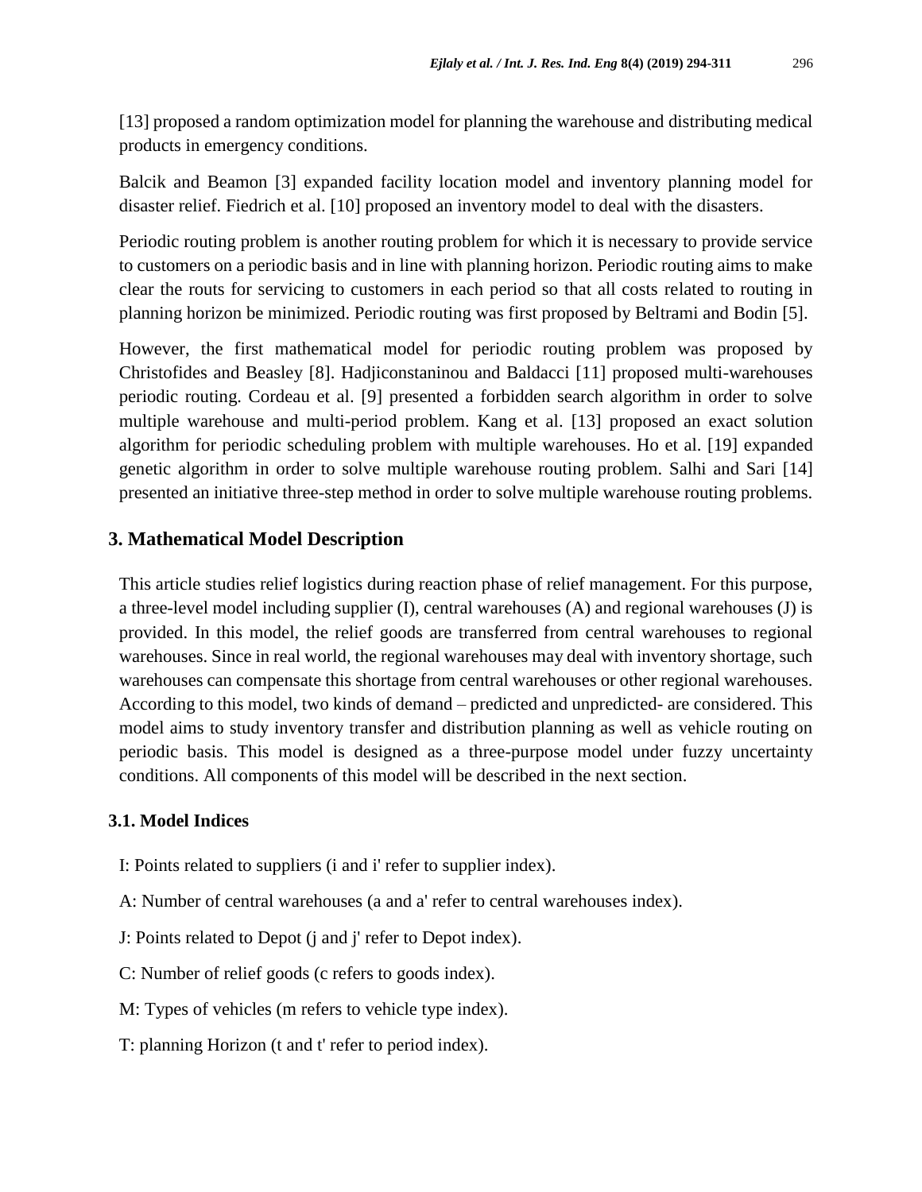[13] proposed a random optimization model for planning the warehouse and distributing medical products in emergency conditions.

Balcik and Beamon [3] expanded facility location model and inventory planning model for disaster relief. Fiedrich et al. [10] proposed an inventory model to deal with the disasters.

Periodic routing problem is another routing problem for which it is necessary to provide service to customers on a periodic basis and in line with planning horizon. Periodic routing aims to make clear the routs for servicing to customers in each period so that all costs related to routing in planning horizon be minimized. Periodic routing was first proposed by Beltrami and Bodin [5].

However, the first mathematical model for periodic routing problem was proposed by Christofides and Beasley [8]. Hadjiconstaninou and Baldacci [11] proposed multi-warehouses periodic routing. Cordeau et al. [9] presented a forbidden search algorithm in order to solve multiple warehouse and multi-period problem. Kang et al. [13] proposed an exact solution algorithm for periodic scheduling problem with multiple warehouses. Ho et al. [19] expanded genetic algorithm in order to solve multiple warehouse routing problem. Salhi and Sari [14] presented an initiative three-step method in order to solve multiple warehouse routing problems.

## 3. Mathematical Model Description

This article studies relief logistics during reaction phase of relief management. For this purpose, a three-level model including supplier (I), central warehouses (A) and regional warehouses (J) is provided. In this model, the relief goods are transferred from central warehouses to regional warehouses. Since in real world, the regional warehouses may deal with inventory shortage, such warehouses can compensate this shortage from central warehouses or other regional warehouses. According to this model, two kinds of demand – predicted and unpredicted- are considered. This model aims to study inventory transfer and distribution planning as well as vehicle routing on periodic basis. This model is designed as a three-purpose model under fuzzy uncertainty conditions. All components of this model will be described in the next section.

### 3.1. Model Indices

I: Points related to suppliers (i and i' refer to supplier index).

A: Number of central warehouses (a and a' refer to central warehouses index).

J: Points related to Depot (j and j' refer to Depot index).

C: Number of relief goods (c refers to goods index).

M: Types of vehicles (m refers to vehicle type index).

T: planning Horizon (t and t' refer to period index).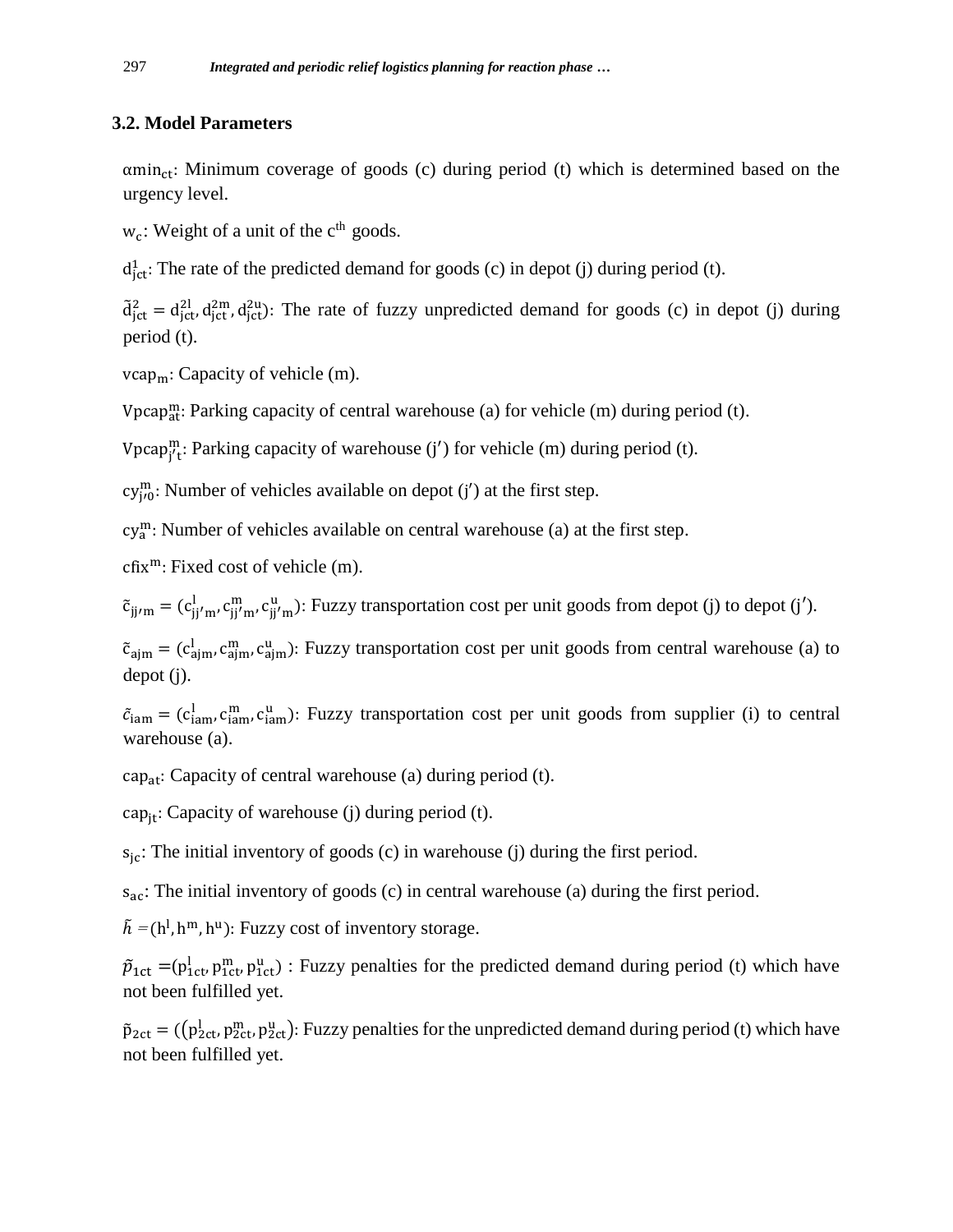### 3.2. Model Parameters

$\alpha min_{ct}$: Minimum coverage of goods (c) during period (t) which is determined based on the urgency level.

$w_c$: Weight of a unit of the $c^{th}$ goods.

$d^1_{jct}$: The rate of the predicted demand for goods (c) in depot (j) during period (t).

$\tilde{d}^2_{jct} = d^{2l}_{jct}, d^{2m}_{jct}, d^{2u}_{jct})$: The rate of fuzzy unpredicted demand for goods (c) in depot (j) during period (t).

$vcap_m$: Capacity of vehicle (m).

$Vpcap^m_{at}$: Parking capacity of central warehouse (a) for vehicle (m) during period (t).

$Vpcap^m_{j't}$: Parking capacity of warehouse (j′) for vehicle (m) during period (t).

$cy^m_{j'0}$: Number of vehicles available on depot (j′) at the first step.

$cy^m_a$: Number of vehicles available on central warehouse (a) at the first step.

$cfix^m$: Fixed cost of vehicle (m).

$\tilde{c}_{jj'm} = (c^l_{jj'm}, c^m_{jj'm}, c^u_{jj'm})$: Fuzzy transportation cost per unit goods from depot (j) to depot (j′).

$\tilde{c}_{ajm} = (c^l_{ajm}, c^m_{ajm}, c^u_{ajm})$: Fuzzy transportation cost per unit goods from central warehouse (a) to depot (j).

$\tilde{c}_{iam} = (c^l_{iam}, c^m_{iam}, c^u_{iam})$: Fuzzy transportation cost per unit goods from supplier (i) to central warehouse (a).

$cap_{at}$: Capacity of central warehouse (a) during period (t).

$cap_{jt}$: Capacity of warehouse (j) during period (t).

$s_{jc}$: The initial inventory of goods (c) in warehouse (j) during the first period.

$s_{ac}$: The initial inventory of goods (c) in central warehouse (a) during the first period.

$\tilde{h} = (h^l, h^m, h^u)$: Fuzzy cost of inventory storage.

$\tilde{p}_{1ct} = (p^l_{1ct}, p^m_{1ct}, p^u_{1ct})$ : Fuzzy penalties for the predicted demand during period (t) which have not been fulfilled yet.

$\tilde{p}_{2ct} = ((p^l_{2ct}, p^m_{2ct}, p^u_{2ct})$: Fuzzy penalties for the unpredicted demand during period (t) which have not been fulfilled yet.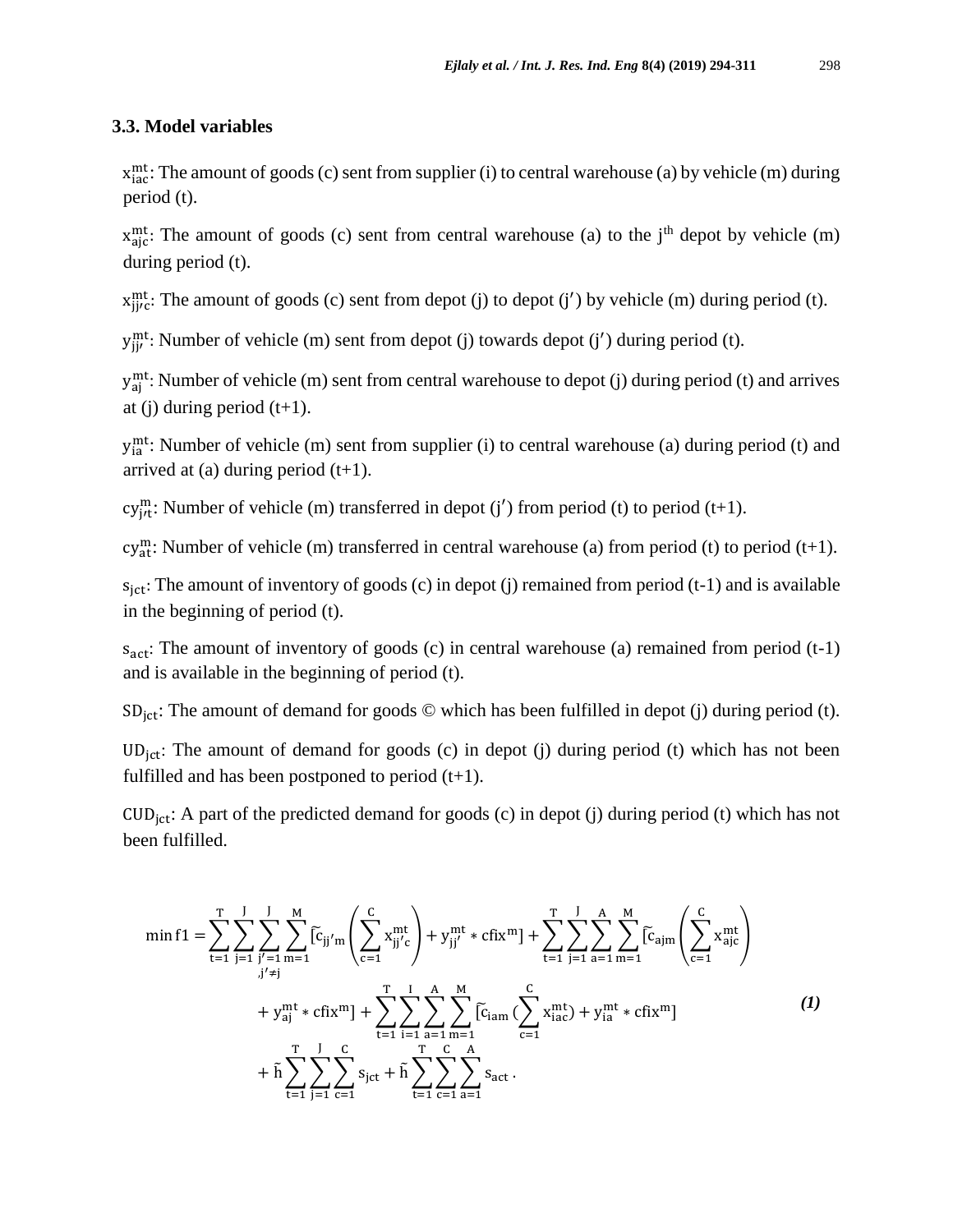### 3.3. Model variables

$x_{iac}^{mt}$: The amount of goods (c) sent from supplier (i) to central warehouse (a) by vehicle (m) during period (t).

$x_{ajc}^{mt}$: The amount of goods (c) sent from central warehouse (a) to the j[th] depot by vehicle (m) during period (t).

$x_{jj'c}^{mt}$: The amount of goods (c) sent from depot (j) to depot (j′) by vehicle (m) during period (t).

$y_{jj'}^{mt}$: Number of vehicle (m) sent from depot (j) towards depot (j′) during period (t).

$y_{aj}^{mt}$: Number of vehicle (m) sent from central warehouse to depot (j) during period (t) and arrives at (j) during period (t+1).

$y_{ia}^{mt}$: Number of vehicle (m) sent from supplier (i) to central warehouse (a) during period (t) and arrived at (a) during period (t+1).

$cy_{j't}^{m}$: Number of vehicle (m) transferred in depot (j′) from period (t) to period (t+1).

$cy_{at}^{m}$: Number of vehicle (m) transferred in central warehouse (a) from period (t) to period (t+1).

$s_{jct}$: The amount of inventory of goods (c) in depot (j) remained from period (t-1) and is available in the beginning of period (t).

$s_{act}$: The amount of inventory of goods (c) in central warehouse (a) remained from period (t-1) and is available in the beginning of period (t).

$SD_{jct}$: The amount of demand for goods © which has been fulfilled in depot (j) during period (t).

$UD_{jct}$: The amount of demand for goods (c) in depot (j) during period (t) which has not been fulfilled and has been postponed to period (t+1).

$CUD_{jct}$: A part of the predicted demand for goods (c) in depot (j) during period (t) which has not been fulfilled.

$$
\begin{aligned}
\min f1 = & \sum_{t=1}^{T}\sum_{j=1}^{J}\sum_{\substack{j'=1 \\ ,j'\neq j}}^{J}\sum_{m=1}^{M}[\tilde{c}_{jj'm}\left(\sum_{c=1}^{C} x_{jj'c}^{mt}\right) + y_{jj'}^{mt} * cfix^{m}] + \sum_{t=1}^{T}\sum_{j=1}^{J}\sum_{a=1}^{A}\sum_{m=1}^{M}[\tilde{c}_{ajm}\left(\sum_{c=1}^{C} x_{ajc}^{mt}\right) \\
& + y_{aj}^{mt} * cfix^{m}] + \sum_{t=1}^{T}\sum_{i=1}^{I}\sum_{a=1}^{A}\sum_{m=1}^{M}[\tilde{c}_{iam}(\sum_{c=1}^{C} x_{iac}^{mt}) + y_{ia}^{mt} * cfix^{m}] \\
& + \tilde{h}\sum_{t=1}^{T}\sum_{j=1}^{J}\sum_{c=1}^{C} s_{jct} + \tilde{h}\sum_{t=1}^{T}\sum_{c=1}^{C}\sum_{a=1}^{A} s_{act}\,.
\end{aligned}
\qquad (1)
$$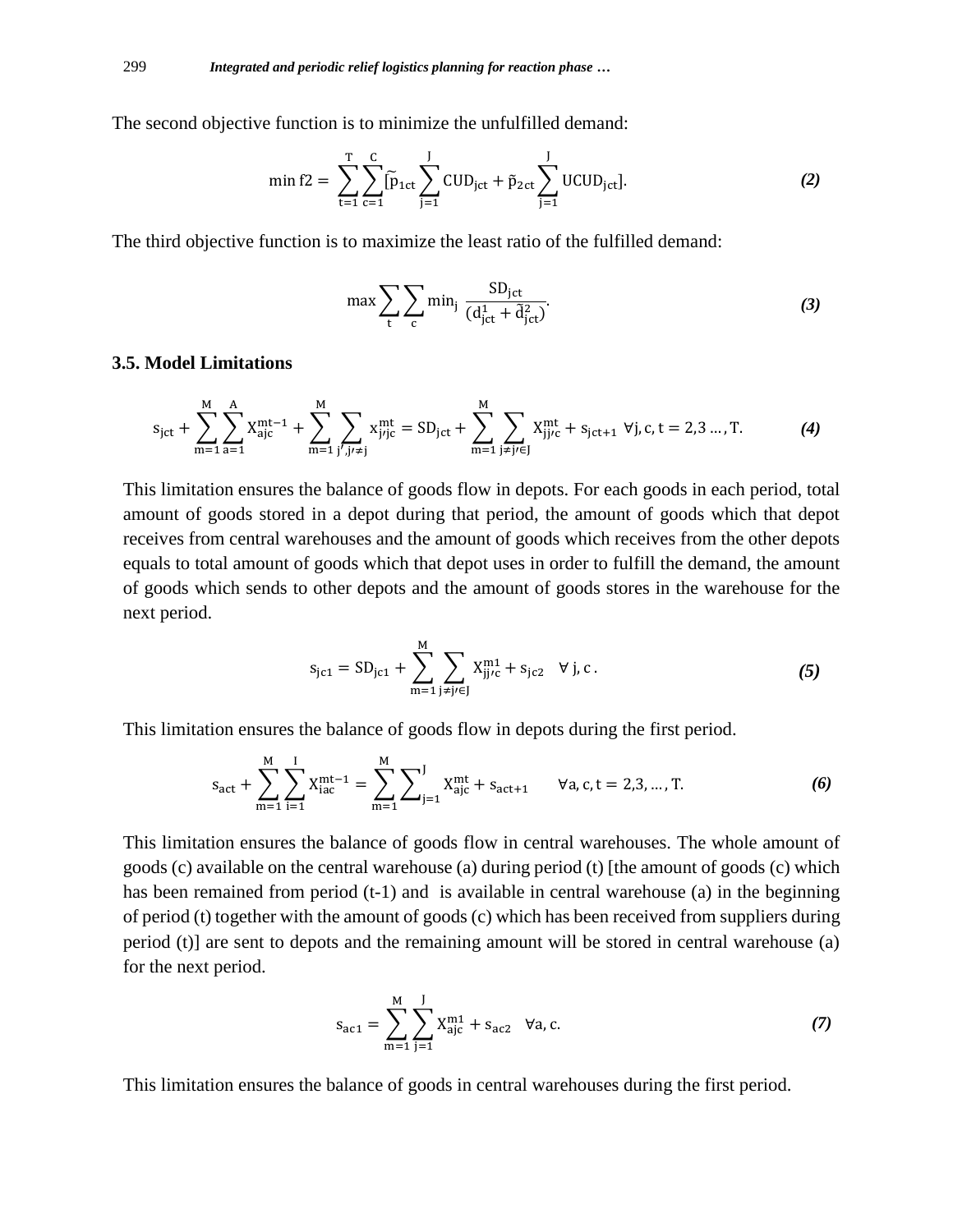The second objective function is to minimize the unfulfilled demand:

$$\min f2 = \sum_{t=1}^{T}\sum_{c=1}^{C}[\tilde{p}_{1ct}\sum_{j=1}^{J}CUD_{jct} + \tilde{p}_{2ct}\sum_{j=1}^{J}UCUD_{jct}]. \tag{2}$$

The third objective function is to maximize the least ratio of the fulfilled demand:

$$\max \sum_{t}\sum_{c}\min_{j} \frac{SD_{jct}}{(d_{jct}^{1} + \tilde{d}_{jct}^{2})}. \tag{3}$$

### 3.5. Model Limitations

$$s_{jct} + \sum_{m=1}^{M}\sum_{a=1}^{A}X_{ajc}^{mt-1} + \sum_{m=1}^{M}\sum_{j',j'\neq j}x_{j'jc}^{mt} = SD_{jct} + \sum_{m=1}^{M}\sum_{j\neq j'\in J}X_{jj'c}^{mt} + s_{jct+1} \;\; \forall j, c, t = 2,3 \ldots, T. \tag{4}$$

This limitation ensures the balance of goods flow in depots. For each goods in each period, total amount of goods stored in a depot during that period, the amount of goods which that depot receives from central warehouses and the amount of goods which receives from the other depots equals to total amount of goods which that depot uses in order to fulfill the demand, the amount of goods which sends to other depots and the amount of goods stores in the warehouse for the next period.

$$s_{jc1} = SD_{jc1} + \sum_{m=1}^{M}\sum_{j\neq j'\in J}X_{jj'c}^{m1} + s_{jc2} \quad \forall\, j, c\,. \tag{5}$$

This limitation ensures the balance of goods flow in depots during the first period.

$$s_{act} + \sum_{m=1}^{M}\sum_{i=1}^{I}X_{iac}^{mt-1} = \sum_{m=1}^{M}\sum_{j=1}^{J}X_{ajc}^{mt} + s_{act+1} \qquad \forall a, c, t = 2,3, \ldots, T. \tag{6}$$

This limitation ensures the balance of goods flow in central warehouses. The whole amount of goods (c) available on the central warehouse (a) during period (t) [the amount of goods (c) which has been remained from period (t-1) and is available in central warehouse (a) in the beginning of period (t) together with the amount of goods (c) which has been received from suppliers during period (t)] are sent to depots and the remaining amount will be stored in central warehouse (a) for the next period.

$$s_{ac1} = \sum_{m=1}^{M}\sum_{j=1}^{J}X_{ajc}^{m1} + s_{ac2} \quad \forall a, c. \tag{7}$$

This limitation ensures the balance of goods in central warehouses during the first period.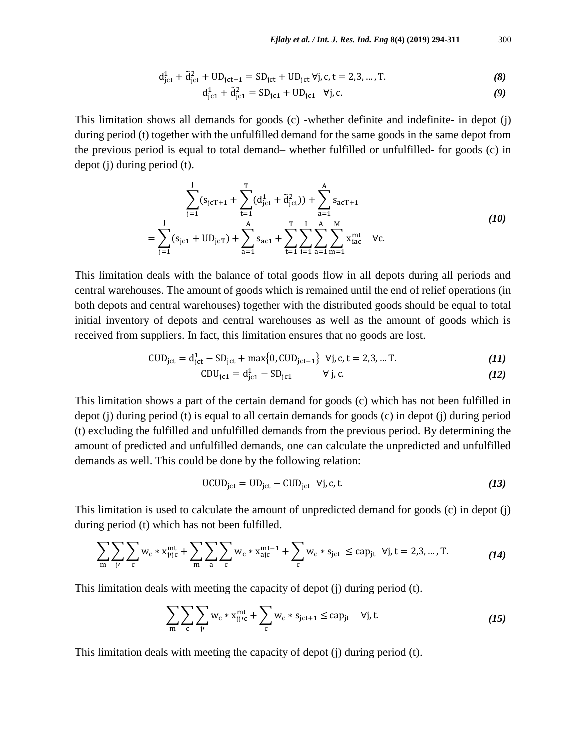$$d^1_{jct} + \tilde{d}^2_{jct} + UD_{jct-1} = SD_{jct} + UD_{jct} \; \forall j, c, t = 2,3, \dots, T. \tag{8}$$

$$d^1_{jc1} + \tilde{d}^2_{jc1} = SD_{jc1} + UD_{jc1} \quad \forall j, c. \tag{9}$$

This limitation shows all demands for goods (c) -whether definite and indefinite- in depot (j) during period (t) together with the unfulfilled demand for the same goods in the same depot from the previous period is equal to total demand– whether fulfilled or unfulfilled- for goods (c) in depot (j) during period (t).

$$\sum_{j=1}^{J} \left(s_{jcT+1} + \sum_{t=1}^{T} (d^1_{jct} + \tilde{d}^2_{jct})\right) + \sum_{a=1}^{A} s_{acT+1} = \sum_{j=1}^{J} (s_{jc1} + UD_{jcT}) + \sum_{a=1}^{A} s_{ac1} + \sum_{t=1}^{T} \sum_{i=1}^{I} \sum_{a=1}^{A} \sum_{m=1}^{M} x^{mt}_{iac} \quad \forall c. \tag{10}$$

This limitation deals with the balance of total goods flow in all depots during all periods and central warehouses. The amount of goods which is remained until the end of relief operations (in both depots and central warehouses) together with the distributed goods should be equal to total initial inventory of depots and central warehouses as well as the amount of goods which is received from suppliers. In fact, this limitation ensures that no goods are lost.

$$CUD_{jct} = d^1_{jct} - SD_{jct} + \max\{0, CUD_{jct-1}\} \; \forall j, c, t = 2,3, \dots T. \tag{11}$$

$$CDU_{jc1} = d^1_{jc1} - SD_{jc1} \qquad \forall \, j, c. \tag{12}$$

This limitation shows a part of the certain demand for goods (c) which has not been fulfilled in depot (j) during period (t) is equal to all certain demands for goods (c) in depot (j) during period (t) excluding the fulfilled and unfulfilled demands from the previous period. By determining the amount of predicted and unfulfilled demands, one can calculate the unpredicted and unfulfilled demands as well. This could be done by the following relation:

$$UCUD_{jct} = UD_{jct} - CUD_{jct} \;\; \forall j, c, t. \tag{13}$$

This limitation is used to calculate the amount of unpredicted demand for goods (c) in depot (j) during period (t) which has not been fulfilled.

$$\sum_{m} \sum_{j'} \sum_{c} w_c * x^{mt}_{j'jc} + \sum_{m} \sum_{a} \sum_{c} w_c * x^{mt-1}_{ajc} + \sum_{c} w_c * s_{jct} \leq cap_{jt} \;\; \forall j, t = 2,3, \dots, T. \tag{14}$$

This limitation deals with meeting the capacity of depot (j) during period (t).

$$\sum_{m} \sum_{c} \sum_{j'} w_c * x^{mt}_{jj'c} + \sum_{c} w_c * s_{jct+1} \leq cap_{jt} \quad \forall j, t. \tag{15}$$

This limitation deals with meeting the capacity of depot (j) during period (t).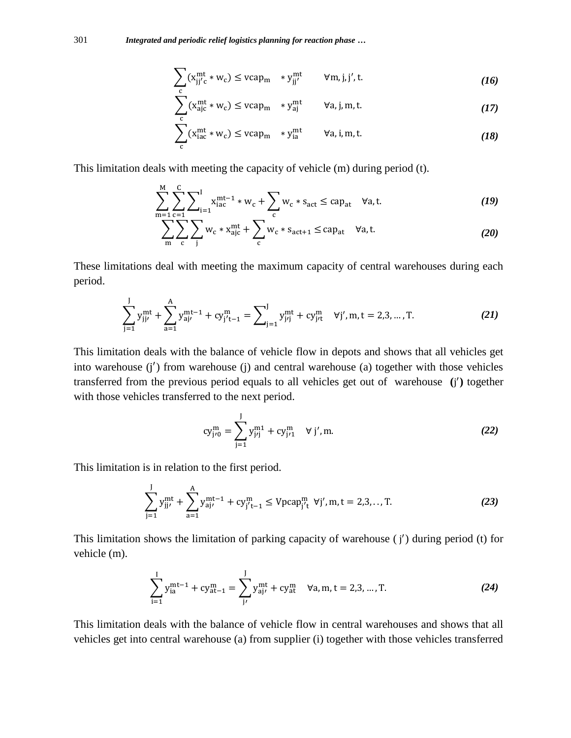$$\sum_{c}(x_{jj'c}^{mt} * w_c) \leq vcap_m \quad * y_{jj'}^{mt} \qquad \forall m, j, j', t. \tag{16}$$

$$\sum_{c}(x_{ajc}^{mt} * w_c) \leq vcap_m \quad * y_{aj}^{mt} \qquad \forall a, j, m, t. \tag{17}$$

$$\sum_{c}(x_{iac}^{mt} * w_c) \leq vcap_m \quad * y_{ia}^{mt} \qquad \forall a, i, m, t. \tag{18}$$

This limitation deals with meeting the capacity of vehicle (m) during period (t).

$$\sum_{m=1}^{M}\sum_{c=1}^{C}\sum_{i=1}^{I} x_{iac}^{mt-1} * w_c + \sum_{c} w_c * s_{act} \leq cap_{at} \quad \forall a, t. \tag{19}$$

$$\sum_{m}\sum_{c}\sum_{j} w_c * x_{ajc}^{mt} + \sum_{c} w_c * s_{act+1} \leq cap_{at} \quad \forall a, t. \tag{20}$$

These limitations deal with meeting the maximum capacity of central warehouses during each period.

$$\sum_{j=1}^{J} y_{jj'}^{mt} + \sum_{a=1}^{A} y_{aj'}^{mt-1} + cy_{j't-1}^{m} = \sum_{j=1}^{J} y_{j'j}^{mt} + cy_{j't}^{m} \quad \forall j', m, t = 2,3, \dots, T. \tag{21}$$

This limitation deals with the balance of vehicle flow in depots and shows that all vehicles get into warehouse (j′) from warehouse (j) and central warehouse (a) together with those vehicles transferred from the previous period equals to all vehicles get out of warehouse **(**j′**)** together with those vehicles transferred to the next period.

$$cy_{j'0}^{m} = \sum_{j=1}^{J} y_{j'j}^{m1} + cy_{j'1}^{m} \quad \forall\, j', m. \tag{22}$$

This limitation is in relation to the first period.

$$\sum_{j=1}^{J} y_{jj'}^{mt} + \sum_{a=1}^{A} y_{aj'}^{mt-1} + cy_{j't-1}^{m} \leq Vpcap_{j't}^{m} \;\; \forall j', m, t = 2,3, .., T. \tag{23}$$

This limitation shows the limitation of parking capacity of warehouse ( j′) during period (t) for vehicle (m).

$$\sum_{i=1}^{I} y_{ia}^{mt-1} + cy_{at-1}^{m} = \sum_{j'}^{J} y_{aj'}^{mt} + cy_{at}^{m} \quad \forall a, m, t = 2,3, \dots, T. \tag{24}$$

This limitation deals with the balance of vehicle flow in central warehouses and shows that all vehicles get into central warehouse (a) from supplier (i) together with those vehicles transferred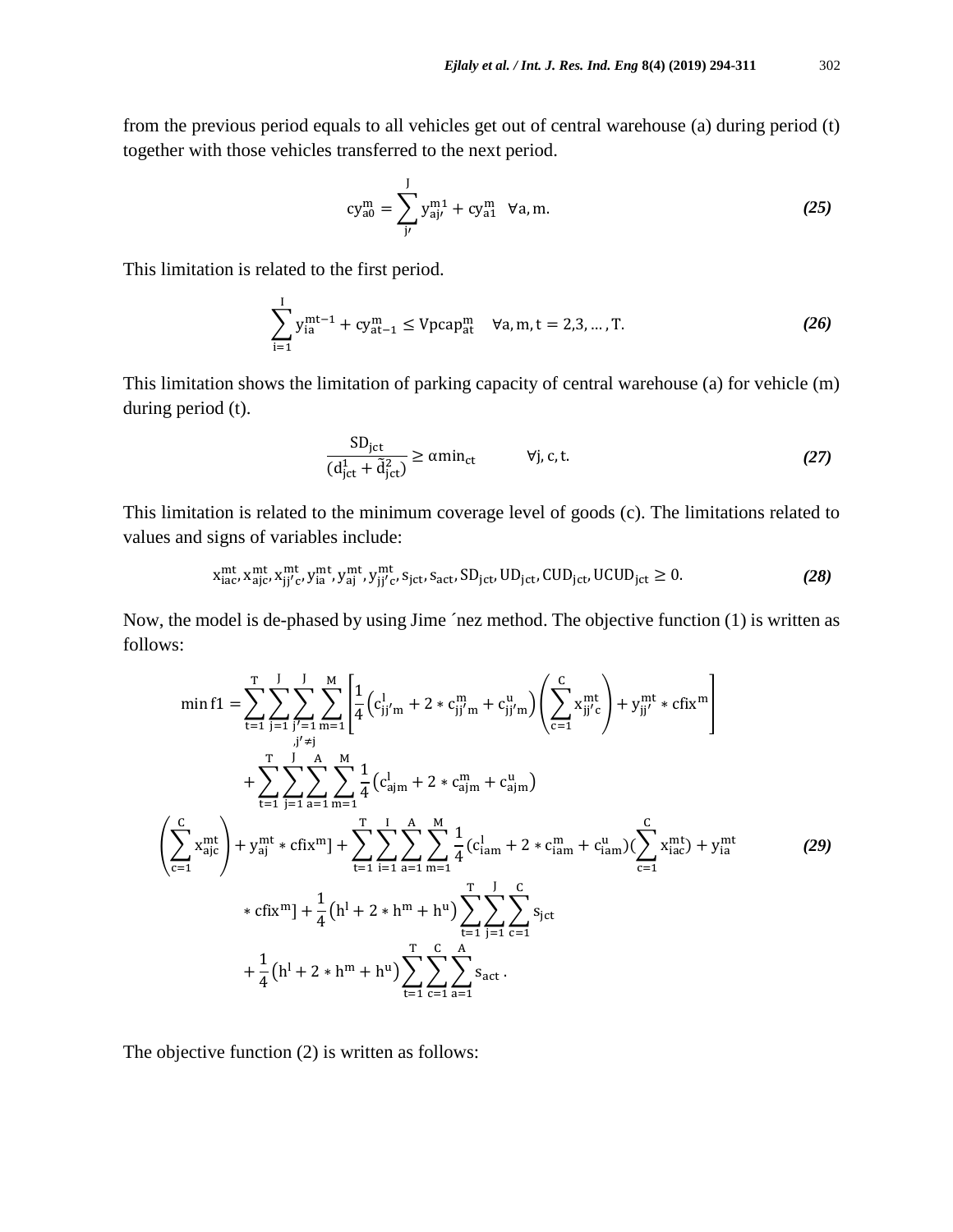from the previous period equals to all vehicles get out of central warehouse (a) during period (t) together with those vehicles transferred to the next period.

$$cy_{a0}^{m} = \sum_{j'}^{J} y_{aj'}^{m1} + cy_{a1}^{m} \quad \forall a, m. \tag{25}$$

This limitation is related to the first period.

$$\sum_{i=1}^{I} y_{ia}^{mt-1} + cy_{at-1}^{m} \leq Vpcap_{at}^{m} \quad \forall a, m, t = 2,3, \ldots, T. \tag{26}$$

This limitation shows the limitation of parking capacity of central warehouse (a) for vehicle (m) during period (t).

$$\frac{SD_{jct}}{(d_{jct}^{1} + \tilde{d}_{jct}^{2})} \geq \alpha \min_{ct} \qquad \forall j, c, t. \tag{27}$$

This limitation is related to the minimum coverage level of goods (c). The limitations related to values and signs of variables include:

$$x_{iac}^{mt}, x_{ajc}^{mt}, x_{jj'c}^{mt}, y_{ia}^{mt}, y_{aj}^{mt}, y_{jj'c}^{mt}, s_{jct}, s_{act}, SD_{jct}, UD_{jct}, CUD_{jct}, UCUD_{jct} \geq 0. \tag{28}$$

Now, the model is de-phased by using Jime ́nez method. The objective function (1) is written as follows:

$$\begin{aligned}
\min f1 = & \sum_{t=1}^{T} \sum_{j=1}^{J} \sum_{\substack{j'=1 \\ ,j' \neq j}}^{J} \sum_{m=1}^{M} \left[ \frac{1}{4} \left( c_{jj'm}^{l} + 2 * c_{jj'm}^{m} + c_{jj'm}^{u} \right) \left( \sum_{c=1}^{C} x_{jj'c}^{mt} \right) + y_{jj'}^{mt} * cfix^{m} \right] \\
& + \sum_{t=1}^{T} \sum_{j=1}^{J} \sum_{a=1}^{A} \sum_{m=1}^{M} \frac{1}{4} \left( c_{ajm}^{l} + 2 * c_{ajm}^{m} + c_{ajm}^{u} \right) \\
& \left( \sum_{c=1}^{C} x_{ajc}^{mt} \right) + y_{aj}^{mt} * cfix^{m} ] + \sum_{t=1}^{T} \sum_{i=1}^{I} \sum_{a=1}^{A} \sum_{m=1}^{M} \frac{1}{4} ( c_{iam}^{l} + 2 * c_{iam}^{m} + c_{iam}^{u} ) ( \sum_{c=1}^{C} x_{iac}^{mt} ) + y_{ia}^{mt} \\
& * cfix^{m} ] + \frac{1}{4} \left( h^{l} + 2 * h^{m} + h^{u} \right) \sum_{t=1}^{T} \sum_{j=1}^{J} \sum_{c=1}^{C} s_{jct} \\
& + \frac{1}{4} \left( h^{l} + 2 * h^{m} + h^{u} \right) \sum_{t=1}^{T} \sum_{c=1}^{C} \sum_{a=1}^{A} s_{act} .
\end{aligned} \tag{29}$$

The objective function (2) is written as follows: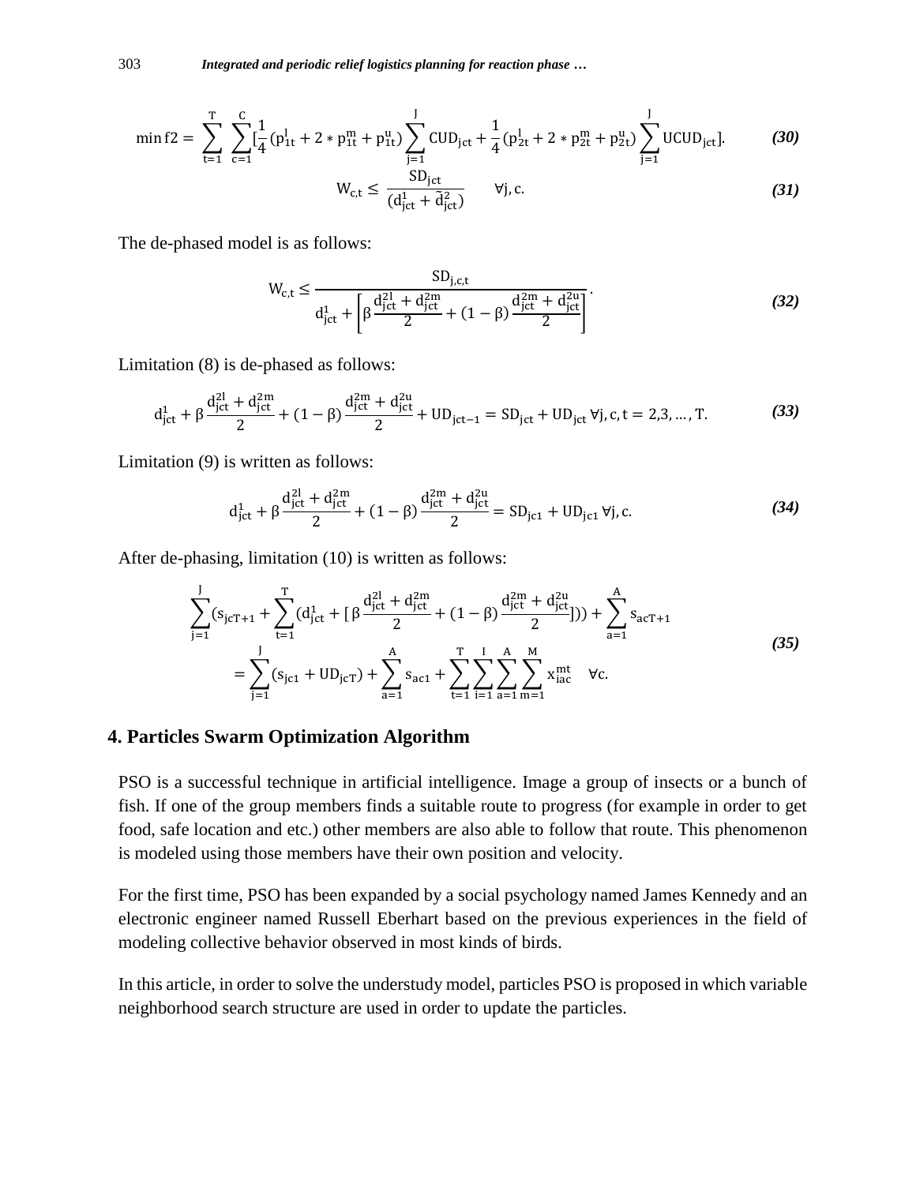$$\min f2 = \sum_{t=1}^{T} \sum_{c=1}^{C} [\frac{1}{4}(p_{1t}^{l} + 2 * p_{1t}^{m} + p_{1t}^{u}) \sum_{j=1}^{J} CUD_{jct} + \frac{1}{4}(p_{2t}^{l} + 2 * p_{2t}^{m} + p_{2t}^{u}) \sum_{j=1}^{J} UCUD_{jct}]. \tag{30}$$

$$W_{c,t} \leq \frac{SD_{jct}}{(d_{jct}^{1} + \tilde{d}_{jct}^{2})} \qquad \forall j, c. \tag{31}$$

The de-phased model is as follows:

$$W_{c,t} \leq \frac{SD_{j,c,t}}{d_{jct}^{1} + \left[\beta \frac{d_{jct}^{2l} + d_{jct}^{2m}}{2} + (1 - \beta)\frac{d_{jct}^{2m} + d_{jct}^{2u}}{2}\right]}. \tag{32}$$

Limitation (8) is de-phased as follows:

$$d_{jct}^{1} + \beta \frac{d_{jct}^{2l} + d_{jct}^{2m}}{2} + (1 - \beta)\frac{d_{jct}^{2m} + d_{jct}^{2u}}{2} + UD_{jct-1} = SD_{jct} + UD_{jct} \; \forall j, c, t = 2,3, \dots, T. \tag{33}$$

Limitation (9) is written as follows:

$$d_{jct}^{1} + \beta \frac{d_{jct}^{2l} + d_{jct}^{2m}}{2} + (1 - \beta)\frac{d_{jct}^{2m} + d_{jct}^{2u}}{2} = SD_{jc1} + UD_{jc1} \; \forall j, c. \tag{34}$$

After de-phasing, limitation (10) is written as follows:

$$\sum_{j=1}^{J}(s_{jcT+1} + \sum_{t=1}^{T}(d_{jct}^{1} + [\,\beta \frac{d_{jct}^{2l} + d_{jct}^{2m}}{2} + (1 - \beta)\frac{d_{jct}^{2m} + d_{jct}^{2u}}{2}])) + \sum_{a=1}^{A} s_{acT+1} = \sum_{j=1}^{J}(s_{jc1} + UD_{jcT}) + \sum_{a=1}^{A} s_{ac1} + \sum_{t=1}^{T}\sum_{i=1}^{I}\sum_{a=1}^{A}\sum_{m=1}^{M} x_{iac}^{mt} \quad \forall c. \tag{35}$$

## 4. Particles Swarm Optimization Algorithm

PSO is a successful technique in artificial intelligence. Image a group of insects or a bunch of fish. If one of the group members finds a suitable route to progress (for example in order to get food, safe location and etc.) other members are also able to follow that route. This phenomenon is modeled using those members have their own position and velocity.

For the first time, PSO has been expanded by a social psychology named James Kennedy and an electronic engineer named Russell Eberhart based on the previous experiences in the field of modeling collective behavior observed in most kinds of birds.

In this article, in order to solve the understudy model, particles PSO is proposed in which variable neighborhood search structure are used in order to update the particles.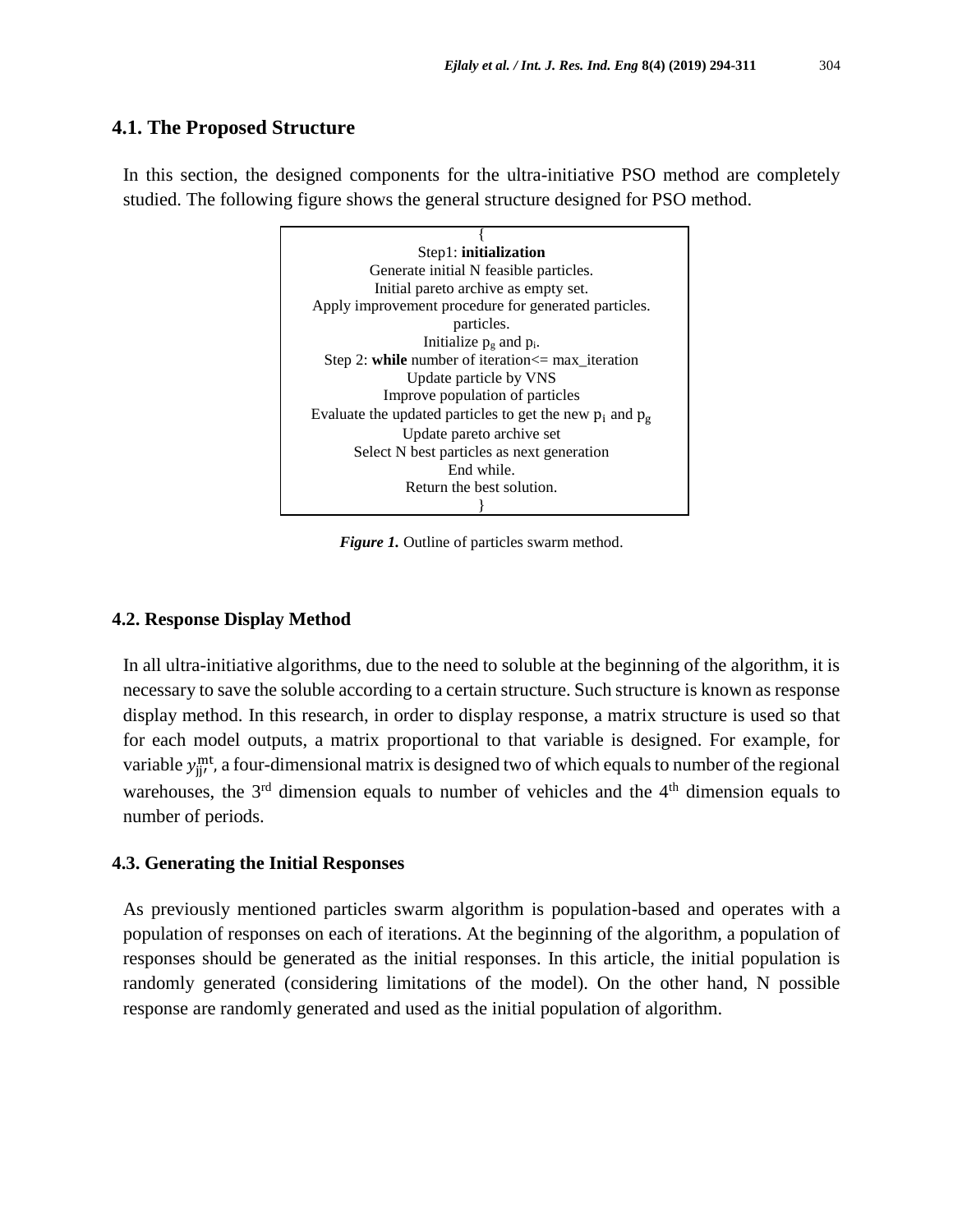### 4.1. The Proposed Structure

In this section, the designed components for the ultra-initiative PSO method are completely studied. The following figure shows the general structure designed for PSO method.

```
{
Step1: initialization
Generate initial N feasible particles.
Initial pareto archive as empty set.
Apply improvement procedure for generated particles.
particles.
Initialize p_g and p_i.
Step 2: while number of iteration<= max_iteration
Update particle by VNS
Improve population of particles
Evaluate the updated particles to get the new p_i and p_g
Update pareto archive set
Select N best particles as next generation
End while.
Return the best solution.
}
```

***Figure 1.*** Outline of particles swarm method.

### 4.2. Response Display Method

In all ultra-initiative algorithms, due to the need to soluble at the beginning of the algorithm, it is necessary to save the soluble according to a certain structure. Such structure is known as response display method. In this research, in order to display response, a matrix structure is used so that for each model outputs, a matrix proportional to that variable is designed. For example, for variable $y_{jj'}^{mt}$, a four-dimensional matrix is designed two of which equals to number of the regional warehouses, the 3rd dimension equals to number of vehicles and the 4th dimension equals to number of periods.

### 4.3. Generating the Initial Responses

As previously mentioned particles swarm algorithm is population-based and operates with a population of responses on each of iterations. At the beginning of the algorithm, a population of responses should be generated as the initial responses. In this article, the initial population is randomly generated (considering limitations of the model). On the other hand, N possible response are randomly generated and used as the initial population of algorithm.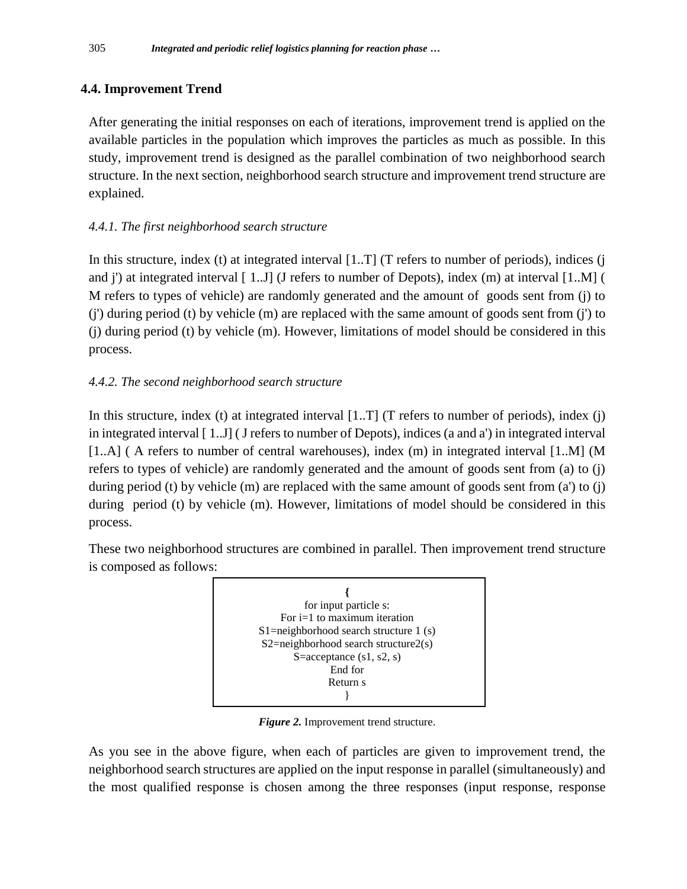## 4.4. Improvement Trend

After generating the initial responses on each of iterations, improvement trend is applied on the available particles in the population which improves the particles as much as possible. In this study, improvement trend is designed as the parallel combination of two neighborhood search structure. In the next section, neighborhood search structure and improvement trend structure are explained.

### *4.4.1. The first neighborhood search structure*

In this structure, index (t) at integrated interval [1..T] (T refers to number of periods), indices (j and j') at integrated interval [ 1..J] (J refers to number of Depots), index (m) at interval [1..M] ( M refers to types of vehicle) are randomly generated and the amount of goods sent from (j) to (j') during period (t) by vehicle (m) are replaced with the same amount of goods sent from (j') to (j) during period (t) by vehicle (m). However, limitations of model should be considered in this process.

### *4.4.2. The second neighborhood search structure*

In this structure, index (t) at integrated interval [1..T] (T refers to number of periods), index (j) in integrated interval [ 1..J] ( J refers to number of Depots), indices (a and a') in integrated interval [1..A] ( A refers to number of central warehouses), index (m) in integrated interval [1..M] (M refers to types of vehicle) are randomly generated and the amount of goods sent from (a) to (j) during period (t) by vehicle (m) are replaced with the same amount of goods sent from (a') to (j) during period (t) by vehicle (m). However, limitations of model should be considered in this process.

These two neighborhood structures are combined in parallel. Then improvement trend structure is composed as follows:

```
{
for input particle s:
For i=1 to maximum iteration
S1=neighborhood search structure 1 (s)
S2=neighborhood search structure2(s)
S=acceptance (s1, s2, s)
End for
Return s
}
```

***Figure 2.*** Improvement trend structure.

As you see in the above figure, when each of particles are given to improvement trend, the neighborhood search structures are applied on the input response in parallel (simultaneously) and the most qualified response is chosen among the three responses (input response, response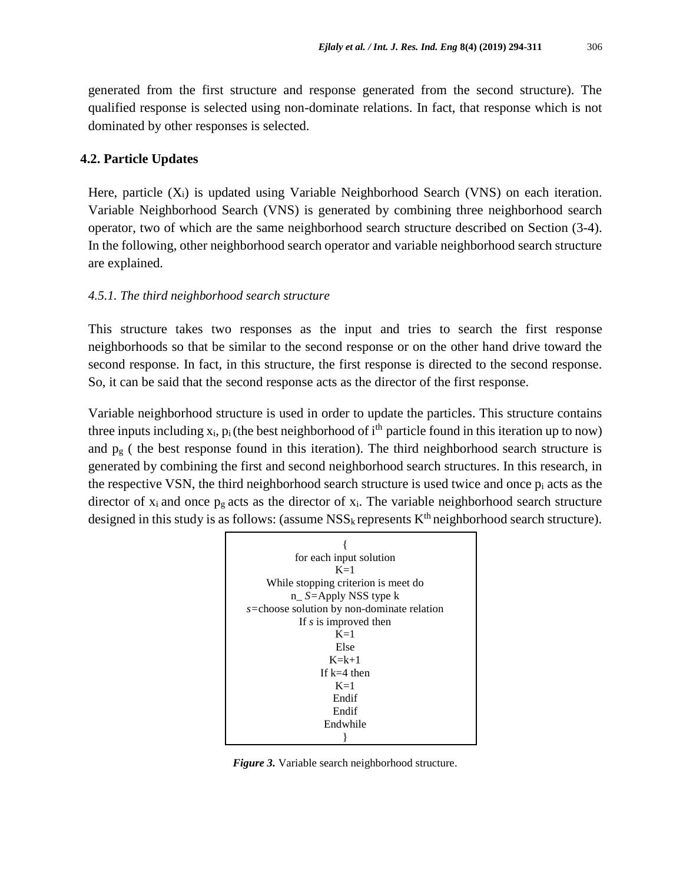generated from the first structure and response generated from the second structure). The qualified response is selected using non-dominate relations. In fact, that response which is not dominated by other responses is selected.

## 4.2. Particle Updates

Here, particle ($X_i$) is updated using Variable Neighborhood Search (VNS) on each iteration. Variable Neighborhood Search (VNS) is generated by combining three neighborhood search operator, two of which are the same neighborhood search structure described on Section (3-4). In the following, other neighborhood search operator and variable neighborhood search structure are explained.

### *4.5.1. The third neighborhood search structure*

This structure takes two responses as the input and tries to search the first response neighborhoods so that be similar to the second response or on the other hand drive toward the second response. In fact, in this structure, the first response is directed to the second response. So, it can be said that the second response acts as the director of the first response.

Variable neighborhood structure is used in order to update the particles. This structure contains three inputs including $x_i$, $p_i$ (the best neighborhood of $i^{th}$ particle found in this iteration up to now) and $p_g$ ( the best response found in this iteration). The third neighborhood search structure is generated by combining the first and second neighborhood search structures. In this research, in the respective VSN, the third neighborhood search structure is used twice and once $p_i$ acts as the director of $x_i$ and once $p_g$ acts as the director of $x_i$. The variable neighborhood search structure designed in this study is as follows: (assume $NSS_k$ represents $K^{th}$ neighborhood search structure).

```
{
for each input solution
K=1
While stopping criterion is meet do
n_ S=Apply NSS type k
s=choose solution by non-dominate relation
If s is improved then
K=1
Else
K=k+1
If k=4 then
K=1
Endif
Endif
Endwhile
}
```

***Figure 3.*** Variable search neighborhood structure.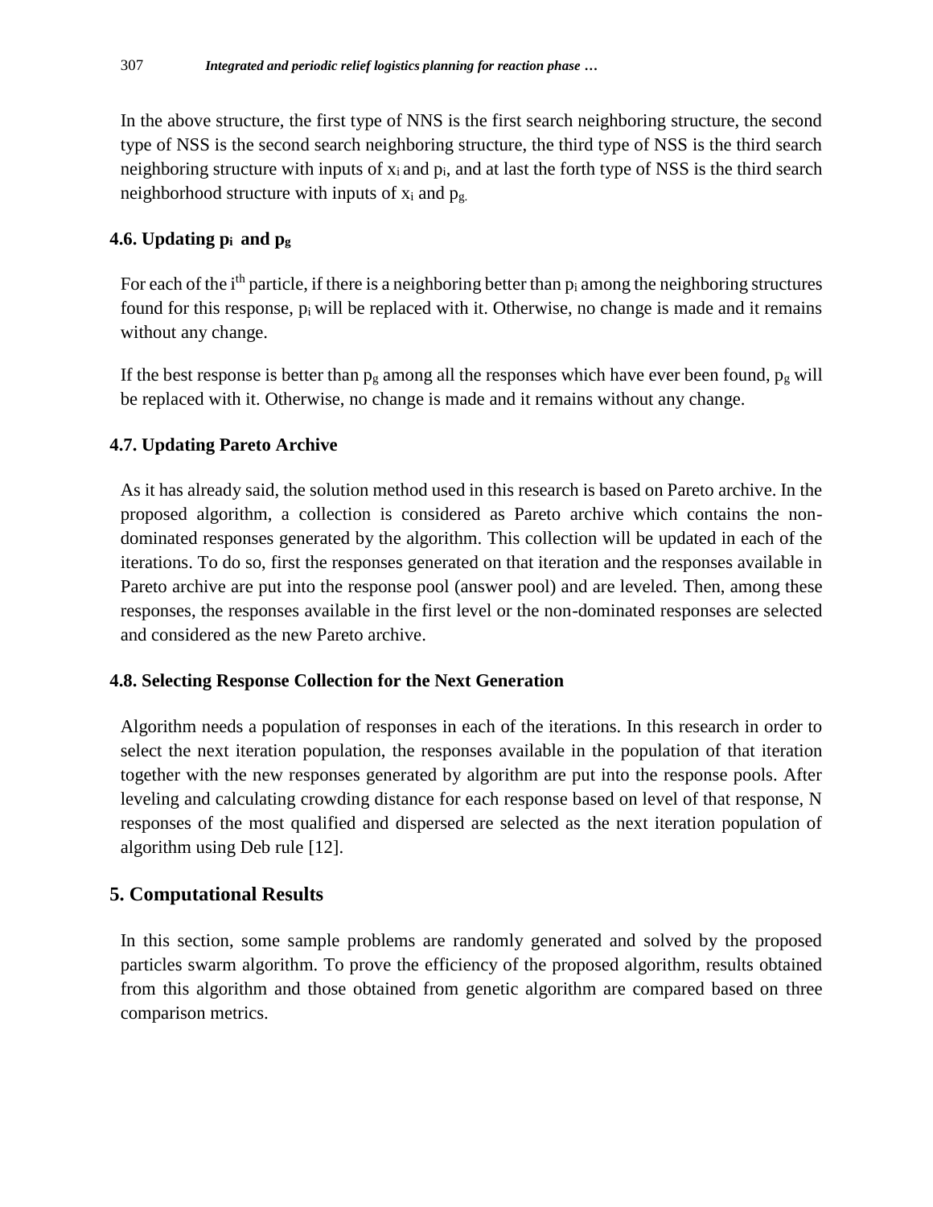In the above structure, the first type of NNS is the first search neighboring structure, the second type of NSS is the second search neighboring structure, the third type of NSS is the third search neighboring structure with inputs of $x_i$ and $p_i$, and at last the forth type of NSS is the third search neighborhood structure with inputs of $x_i$ and $p_g$.

### 4.6. Updating $p_i$ and $p_g$

For each of the $i^{th}$ particle, if there is a neighboring better than $p_i$ among the neighboring structures found for this response, $p_i$ will be replaced with it. Otherwise, no change is made and it remains without any change.

If the best response is better than $p_g$ among all the responses which have ever been found, $p_g$ will be replaced with it. Otherwise, no change is made and it remains without any change.

### 4.7. Updating Pareto Archive

As it has already said, the solution method used in this research is based on Pareto archive. In the proposed algorithm, a collection is considered as Pareto archive which contains the non-dominated responses generated by the algorithm. This collection will be updated in each of the iterations. To do so, first the responses generated on that iteration and the responses available in Pareto archive are put into the response pool (answer pool) and are leveled. Then, among these responses, the responses available in the first level or the non-dominated responses are selected and considered as the new Pareto archive.

### 4.8. Selecting Response Collection for the Next Generation

Algorithm needs a population of responses in each of the iterations. In this research in order to select the next iteration population, the responses available in the population of that iteration together with the new responses generated by algorithm are put into the response pools. After leveling and calculating crowding distance for each response based on level of that response, N responses of the most qualified and dispersed are selected as the next iteration population of algorithm using Deb rule [12].

## 5. Computational Results

In this section, some sample problems are randomly generated and solved by the proposed particles swarm algorithm. To prove the efficiency of the proposed algorithm, results obtained from this algorithm and those obtained from genetic algorithm are compared based on three comparison metrics.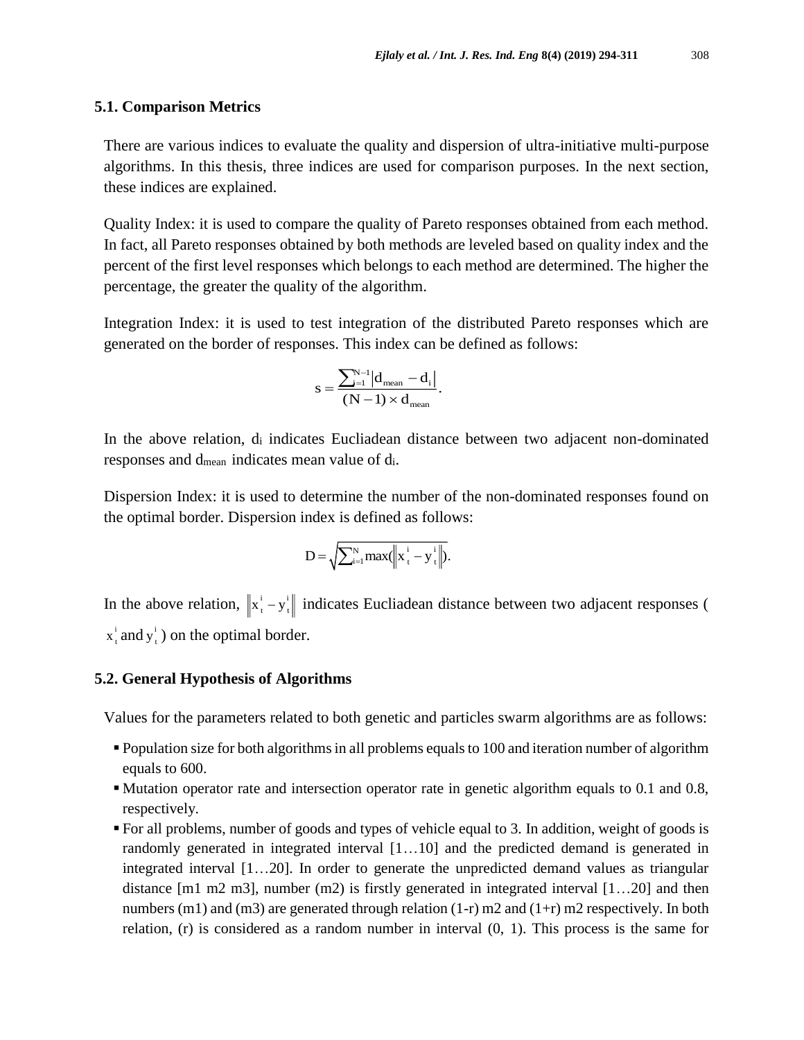### 5.1. Comparison Metrics

There are various indices to evaluate the quality and dispersion of ultra-initiative multi-purpose algorithms. In this thesis, three indices are used for comparison purposes. In the next section, these indices are explained.

Quality Index: it is used to compare the quality of Pareto responses obtained from each method. In fact, all Pareto responses obtained by both methods are leveled based on quality index and the percent of the first level responses which belongs to each method are determined. The higher the percentage, the greater the quality of the algorithm.

Integration Index: it is used to test integration of the distributed Pareto responses which are generated on the border of responses. This index can be defined as follows:

$$s = \frac{\sum_{i=1}^{N-1} \left| d_{mean} - d_i \right|}{(N-1) \times d_{mean}}.$$

In the above relation, $d_i$ indicates Eucliadean distance between two adjacent non-dominated responses and $d_{mean}$ indicates mean value of $d_i$.

Dispersion Index: it is used to determine the number of the non-dominated responses found on the optimal border. Dispersion index is defined as follows:

$$D = \sqrt{\sum_{i=1}^{N} \max(\left\| x_t^i - y_t^i \right\|)}.$$

In the above relation, $\left\| x_t^i - y_t^i \right\|$ indicates Eucliadean distance between two adjacent responses ($x_t^i$ and $y_t^i$) on the optimal border.

### 5.2. General Hypothesis of Algorithms

Values for the parameters related to both genetic and particles swarm algorithms are as follows:

- Population size for both algorithms in all problems equals to 100 and iteration number of algorithm equals to 600.
- Mutation operator rate and intersection operator rate in genetic algorithm equals to 0.1 and 0.8, respectively.
- For all problems, number of goods and types of vehicle equal to 3. In addition, weight of goods is randomly generated in integrated interval [1…10] and the predicted demand is generated in integrated interval [1…20]. In order to generate the unpredicted demand values as triangular distance [m1 m2 m3], number (m2) is firstly generated in integrated interval [1…20] and then numbers (m1) and (m3) are generated through relation (1-r) m2 and (1+r) m2 respectively. In both relation, (r) is considered as a random number in interval (0, 1). This process is the same for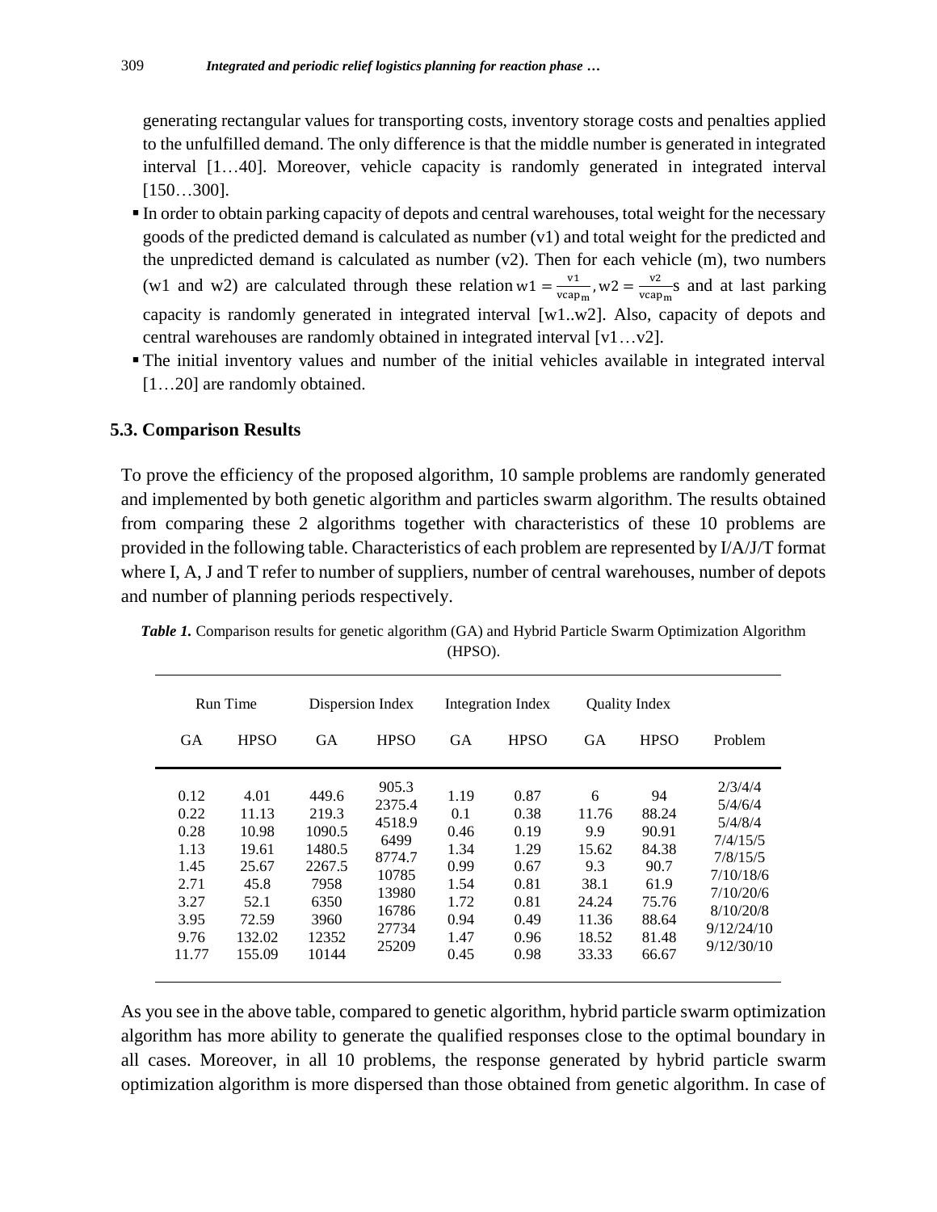generating rectangular values for transporting costs, inventory storage costs and penalties applied to the unfulfilled demand. The only difference is that the middle number is generated in integrated interval [1…40]. Moreover, vehicle capacity is randomly generated in integrated interval [150…300].

- In order to obtain parking capacity of depots and central warehouses, total weight for the necessary goods of the predicted demand is calculated as number (v1) and total weight for the predicted and the unpredicted demand is calculated as number (v2). Then for each vehicle (m), two numbers (w1 and w2) are calculated through these relation $w1 = \frac{v1}{vcap_m}, w2 = \frac{v2}{vcap_m}$s and at last parking capacity is randomly generated in integrated interval [w1..w2]. Also, capacity of depots and central warehouses are randomly obtained in integrated interval [v1…v2].
- The initial inventory values and number of the initial vehicles available in integrated interval [1…20] are randomly obtained.

### 5.3. Comparison Results

To prove the efficiency of the proposed algorithm, 10 sample problems are randomly generated and implemented by both genetic algorithm and particles swarm algorithm. The results obtained from comparing these 2 algorithms together with characteristics of these 10 problems are provided in the following table. Characteristics of each problem are represented by I/A/J/T format where I, A, J and T refer to number of suppliers, number of central warehouses, number of depots and number of planning periods respectively.

***Table 1.*** Comparison results for genetic algorithm (GA) and Hybrid Particle Swarm Optimization Algorithm (HPSO).

| Run Time | | Dispersion Index | | Integration Index | | Quality Index | | |
|---|---|---|---|---|---|---|---|---|
| GA | HPSO | GA | HPSO | GA | HPSO | GA | HPSO | Problem |
| 0.12 | 4.01 | 449.6 | 905.3 | 1.19 | 0.87 | 6 | 94 | 2/3/4/4 |
| 0.22 | 11.13 | 219.3 | 2375.4 | 0.1 | 0.38 | 11.76 | 88.24 | 5/4/6/4 |
| 0.28 | 10.98 | 1090.5 | 4518.9 | 0.46 | 0.19 | 9.9 | 90.91 | 5/4/8/4 |
| 1.13 | 19.61 | 1480.5 | 6499 | 1.34 | 1.29 | 15.62 | 84.38 | 7/4/15/5 |
| 1.45 | 25.67 | 2267.5 | 8774.7 | 0.99 | 0.67 | 9.3 | 90.7 | 7/8/15/5 |
| 2.71 | 45.8 | 7958 | 10785 | 1.54 | 0.81 | 38.1 | 61.9 | 7/10/18/6 |
| 3.27 | 52.1 | 6350 | 13980 | 1.72 | 0.81 | 24.24 | 75.76 | 7/10/20/6 |
| 3.95 | 72.59 | 3960 | 16786 | 0.94 | 0.49 | 11.36 | 88.64 | 8/10/20/8 |
| 9.76 | 132.02 | 12352 | 27734 | 1.47 | 0.96 | 18.52 | 81.48 | 9/12/24/10 |
| 11.77 | 155.09 | 10144 | 25209 | 0.45 | 0.98 | 33.33 | 66.67 | 9/12/30/10 |

As you see in the above table, compared to genetic algorithm, hybrid particle swarm optimization algorithm has more ability to generate the qualified responses close to the optimal boundary in all cases. Moreover, in all 10 problems, the response generated by hybrid particle swarm optimization algorithm is more dispersed than those obtained from genetic algorithm. In case of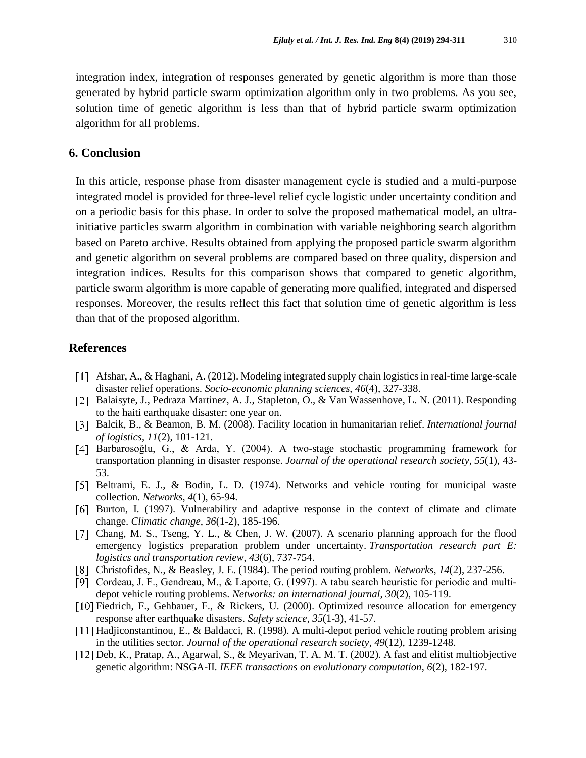integration index, integration of responses generated by genetic algorithm is more than those generated by hybrid particle swarm optimization algorithm only in two problems. As you see, solution time of genetic algorithm is less than that of hybrid particle swarm optimization algorithm for all problems.

## 6. Conclusion

In this article, response phase from disaster management cycle is studied and a multi-purpose integrated model is provided for three-level relief cycle logistic under uncertainty condition and on a periodic basis for this phase. In order to solve the proposed mathematical model, an ultra-initiative particles swarm algorithm in combination with variable neighboring search algorithm based on Pareto archive. Results obtained from applying the proposed particle swarm algorithm and genetic algorithm on several problems are compared based on three quality, dispersion and integration indices. Results for this comparison shows that compared to genetic algorithm, particle swarm algorithm is more capable of generating more qualified, integrated and dispersed responses. Moreover, the results reflect this fact that solution time of genetic algorithm is less than that of the proposed algorithm.

## References

[1] Afshar, A., & Haghani, A. (2012). Modeling integrated supply chain logistics in real-time large-scale disaster relief operations. *Socio-economic planning sciences*, *46*(4), 327-338.

[2] Balaisyte, J., Pedraza Martinez, A. J., Stapleton, O., & Van Wassenhove, L. N. (2011). Responding to the haiti earthquake disaster: one year on.

[3] Balcik, B., & Beamon, B. M. (2008). Facility location in humanitarian relief. *International journal of logistics*, *11*(2), 101-121.

[4] Barbarosoğlu, G., & Arda, Y. (2004). A two-stage stochastic programming framework for transportation planning in disaster response. *Journal of the operational research society*, *55*(1), 43-53.

[5] Beltrami, E. J., & Bodin, L. D. (1974). Networks and vehicle routing for municipal waste collection. *Networks*, *4*(1), 65-94.

[6] Burton, I. (1997). Vulnerability and adaptive response in the context of climate and climate change. *Climatic change*, *36*(1-2), 185-196.

[7] Chang, M. S., Tseng, Y. L., & Chen, J. W. (2007). A scenario planning approach for the flood emergency logistics preparation problem under uncertainty. *Transportation research part E: logistics and transportation review*, *43*(6), 737-754.

[8] Christofides, N., & Beasley, J. E. (1984). The period routing problem. *Networks*, *14*(2), 237-256.

[9] Cordeau, J. F., Gendreau, M., & Laporte, G. (1997). A tabu search heuristic for periodic and multi-depot vehicle routing problems. *Networks: an international journal*, *30*(2), 105-119.

[10] Fiedrich, F., Gehbauer, F., & Rickers, U. (2000). Optimized resource allocation for emergency response after earthquake disasters. *Safety science*, *35*(1-3), 41-57.

[11] Hadjiconstantinou, E., & Baldacci, R. (1998). A multi-depot period vehicle routing problem arising in the utilities sector. *Journal of the operational research society*, *49*(12), 1239-1248.

[12] Deb, K., Pratap, A., Agarwal, S., & Meyarivan, T. A. M. T. (2002). A fast and elitist multiobjective genetic algorithm: NSGA-II. *IEEE transactions on evolutionary computation*, *6*(2), 182-197.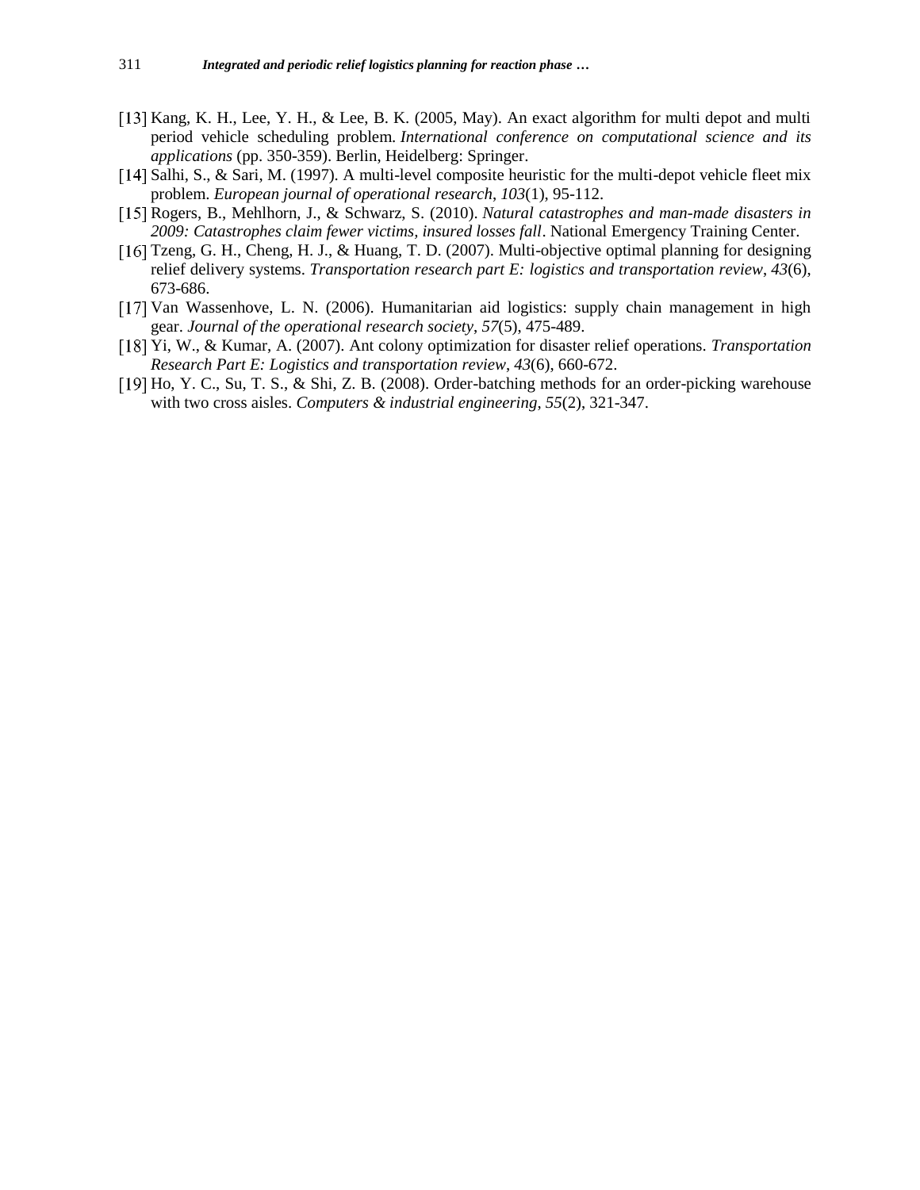[13] Kang, K. H., Lee, Y. H., & Lee, B. K. (2005, May). An exact algorithm for multi depot and multi period vehicle scheduling problem. *International conference on computational science and its applications* (pp. 350-359). Berlin, Heidelberg: Springer.

[14] Salhi, S., & Sari, M. (1997). A multi-level composite heuristic for the multi-depot vehicle fleet mix problem. *European journal of operational research*, *103*(1), 95-112.

[15] Rogers, B., Mehlhorn, J., & Schwarz, S. (2010). *Natural catastrophes and man-made disasters in 2009: Catastrophes claim fewer victims, insured losses fall*. National Emergency Training Center.

[16] Tzeng, G. H., Cheng, H. J., & Huang, T. D. (2007). Multi-objective optimal planning for designing relief delivery systems. *Transportation research part E: logistics and transportation review*, *43*(6), 673-686.

[17] Van Wassenhove, L. N. (2006). Humanitarian aid logistics: supply chain management in high gear. *Journal of the operational research society*, *57*(5), 475-489.

[18] Yi, W., & Kumar, A. (2007). Ant colony optimization for disaster relief operations. *Transportation Research Part E: Logistics and transportation review*, *43*(6), 660-672.

[19] Ho, Y. C., Su, T. S., & Shi, Z. B. (2008). Order-batching methods for an order-picking warehouse with two cross aisles. *Computers & industrial engineering*, *55*(2), 321-347.